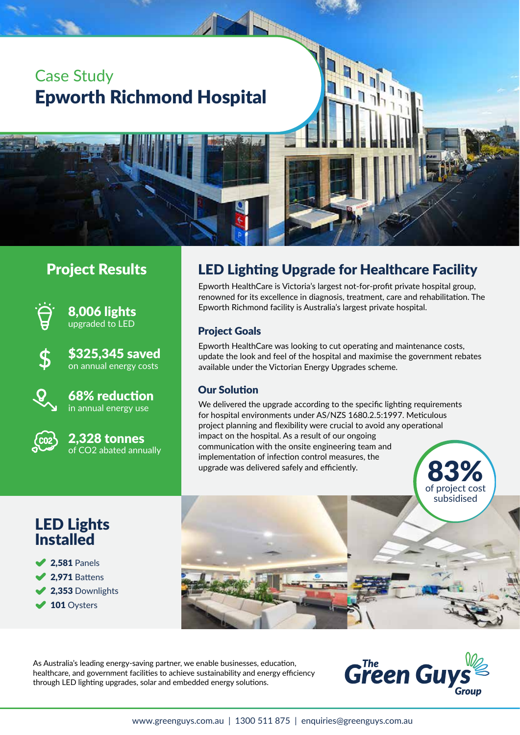Case Study

# Epworth Richmond Hospital

## Project Results

**8,006 lights**
upgraded to LED

**$325,345 saved**
on annual energy costs

**68% reduction**
in annual energy use

**2,328 tonnes**
of $CO_2$ abated annually

## LED Lighting Upgrade for Healthcare Facility

Epworth HealthCare is Victoria's largest not-for-profit private hospital group, renowned for its excellence in diagnosis, treatment, care and rehabilitation. The Epworth Richmond facility is Australia's largest private hospital.

### Project Goals

Epworth HealthCare was looking to cut operating and maintenance costs, update the look and feel of the hospital and maximise the government rebates available under the Victorian Energy Upgrades scheme.

### Our Solution

We delivered the upgrade according to the specific lighting requirements for hospital environments under AS/NZS 1680.2.5:1997. Meticulous project planning and flexibility were crucial to avoid any operational impact on the hospital. As a result of our ongoing communication with the onsite engineering team and implementation of infection control measures, the upgrade was delivered safely and efficiently.

**83%** of project cost subsidised

## LED Lights Installed

- **2,581** Panels
- **2,971** Battens
- **2,353** Downlights
- **101** Oysters

As Australia's leading energy-saving partner, we enable businesses, education, healthcare, and government facilities to achieve sustainability and energy efficiency through LED lighting upgrades, solar and embedded energy solutions.

The Green Guys Group

www.greenguys.com.au | 1300 511 875 | enquiries@greenguys.com.au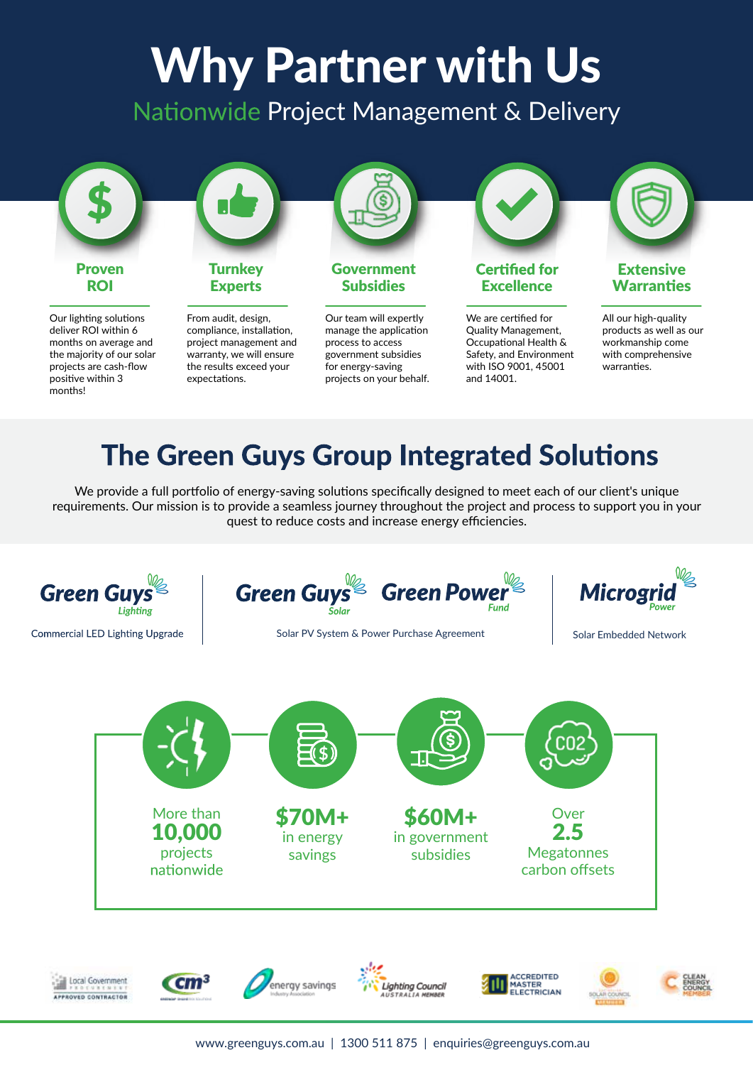# Why Partner with Us

## Nationwide Project Management & Delivery

### Proven ROI

Our lighting solutions deliver ROI within 6 months on average and the majority of our solar projects are cash-flow positive within 3 months!

### Turnkey Experts

From audit, design, compliance, installation, project management and warranty, we will ensure the results exceed your expectations.

### Government Subsidies

Our team will expertly manage the application process to access government subsidies for energy-saving projects on your behalf.

### Certified for Excellence

We are certified for Quality Management, Occupational Health & Safety, and Environment with ISO 9001, 45001 and 14001.

### Extensive Warranties

All our high-quality products as well as our workmanship come with comprehensive warranties.

## The Green Guys Group Integrated Solutions

We provide a full portfolio of energy-saving solutions specifically designed to meet each of our client's unique requirements. Our mission is to provide a seamless journey throughout the project and process to support you in your quest to reduce costs and increase energy efficiencies.

**Green Guys Lighting**
Commercial LED Lighting Upgrade

**Green Guys Solar** | **Green Power Fund**
Solar PV System & Power Purchase Agreement

**Microgrid Power**
Solar Embedded Network

More than **10,000** projects nationwide

**$70M+** in energy savings

**$60M+** in government subsidies

Over **2.5** Megatonnes carbon offsets

Local Government Procurement Approved Contractor | cm3 | energy savings Industry Association | Lighting Council Australia Member | Accredited Master Electrician | Solar Council Member | Clean Energy Council Member

www.greenguys.com.au | 1300 511 875 | enquiries@greenguys.com.au